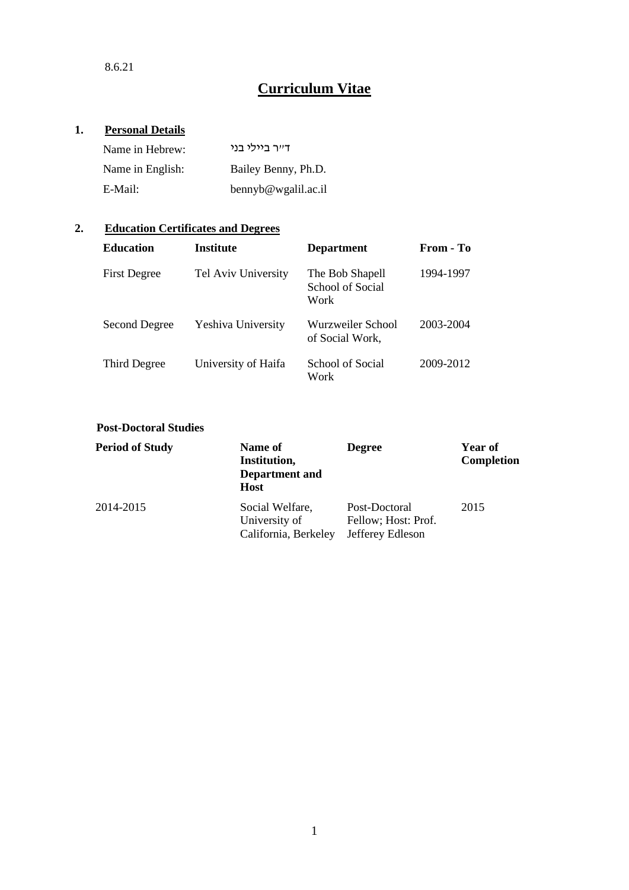8.6.21

# Curriculum Vitae

## 1. Personal Details

Name in Hebrew: ד"ר ביילי בני

Name in English: Bailey Benny, Ph.D.

E-Mail: bennyb@wgalil.ac.il

## 2. Education Certificates and Degrees

| Education | Institute | Department | From - To |
|---|---|---|---|
| First Degree | Tel Aviv University | The Bob Shapell School of Social Work | 1994-1997 |
| Second Degree | Yeshiva University | Wurzweiler School of Social Work, | 2003-2004 |
| Third Degree | University of Haifa | School of Social Work | 2009-2012 |

### Post-Doctoral Studies

| Period of Study | Name of Institution, Department and Host | Degree | Year of Completion |
|---|---|---|---|
| 2014-2015 | Social Welfare, University of California, Berkeley | Post-Doctoral Fellow; Host: Prof. Jefferey Edleson | 2015 |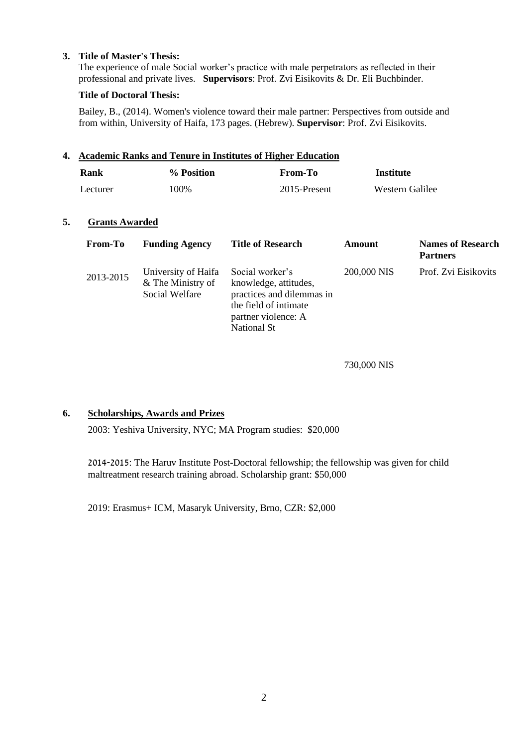3. **Title of Master's Thesis:**
   The experience of male Social worker's practice with male perpetrators as reflected in their professional and private lives. **Supervisors**: Prof. Zvi Eisikovits & Dr. Eli Buchbinder.

   **Title of Doctoral Thesis:**

   Bailey, B., (2014). Women's violence toward their male partner: Perspectives from outside and from within, University of Haifa, 173 pages. (Hebrew). **Supervisor**: Prof. Zvi Eisikovits.

4. **Academic Ranks and Tenure in Institutes of Higher Education**

| Rank | % Position | From-To | Institute |
|---|---|---|---|
| Lecturer | 100% | 2015-Present | Western Galilee |

5. **Grants Awarded**

| From-To | Funding Agency | Title of Research | Amount | Names of Research Partners |
|---|---|---|---|---|
| 2013-2015 | University of Haifa & The Ministry of Social Welfare | Social worker's knowledge, attitudes, practices and dilemmas in the field of intimate partner violence: A National St | 200,000 NIS | Prof. Zvi Eisikovits |
| | | | 730,000 NIS | |

6. **Scholarships, Awards and Prizes**

   2003: Yeshiva University, NYC; MA Program studies: $20,000

   2014-2015: The Haruv Institute Post-Doctoral fellowship; the fellowship was given for child maltreatment research training abroad. Scholarship grant: $50,000

   2019: Erasmus+ ICM, Masaryk University, Brno, CZR: $2,000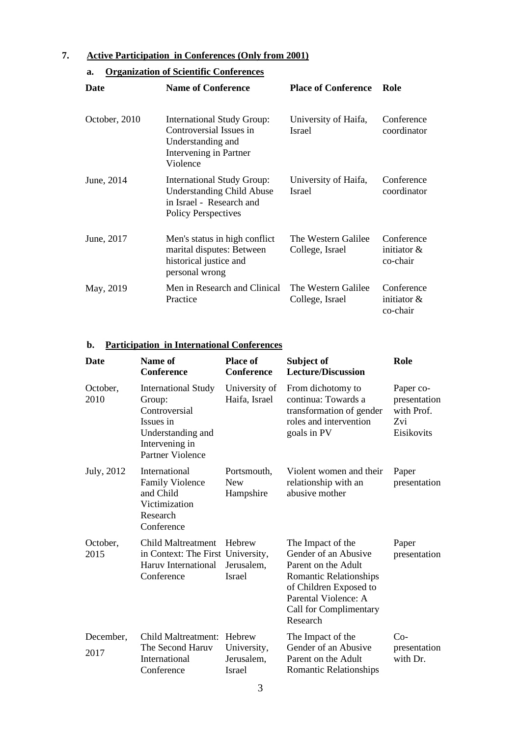## 7. Active Participation in Conferences (Only from 2001)

### a. Organization of Scientific Conferences

| Date | Name of Conference | Place of Conference | Role |
|---|---|---|---|
| October, 2010 | International Study Group: Controversial Issues in Understanding and Intervening in Partner Violence | University of Haifa, Israel | Conference coordinator |
| June, 2014 | International Study Group: Understanding Child Abuse in Israel - Research and Policy Perspectives | University of Haifa, Israel | Conference coordinator |
| June, 2017 | Men's status in high conflict marital disputes: Between historical justice and personal wrong | The Western Galilee College, Israel | Conference initiator & co-chair |
| May, 2019 | Men in Research and Clinical Practice | The Western Galilee College, Israel | Conference initiator & co-chair |

### b. Participation in International Conferences

| Date | Name of Conference | Place of Conference | Subject of Lecture/Discussion | Role |
|---|---|---|---|---|
| October, 2010 | International Study Group: Controversial Issues in Understanding and Intervening in Partner Violence | University of Haifa, Israel | From dichotomy to continua: Towards a transformation of gender roles and intervention goals in PV | Paper co-presentation with Prof. Zvi Eisikovits |
| July, 2012 | International Family Violence and Child Victimization Research Conference | Portsmouth, New Hampshire | Violent women and their relationship with an abusive mother | Paper presentation |
| October, 2015 | Child Maltreatment in Context: The First Haruv International Conference | Hebrew University, Jerusalem, Israel | The Impact of the Gender of an Abusive Parent on the Adult Romantic Relationships of Children Exposed to Parental Violence: A Call for Complimentary Research | Paper presentation |
| December, 2017 | Child Maltreatment: The Second Haruv International Conference | Hebrew University, Jerusalem, Israel | The Impact of the Gender of an Abusive Parent on the Adult Romantic Relationships | Co-presentation with Dr. |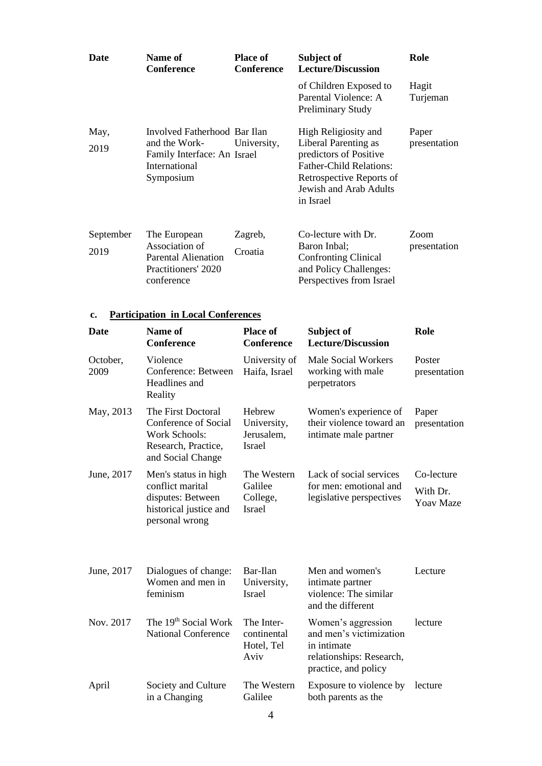| Date | Name of Conference | Place of Conference | Subject of Lecture/Discussion | Role |
|---|---|---|---|---|
| | | | of Children Exposed to Parental Violence: A Preliminary Study | Hagit Turjeman |
| May, 2019 | Involved Fatherhood and the Work-Family Interface: An International Symposium | Bar Ilan University, Israel | High Religiosity and Liberal Parenting as predictors of Positive Father-Child Relations: Retrospective Reports of Jewish and Arab Adults in Israel | Paper presentation |
| September 2019 | The European Association of Parental Alienation Practitioners' 2020 conference | Zagreb, Croatia | Co-lecture with Dr. Baron Inbal; Confronting Clinical and Policy Challenges: Perspectives from Israel | Zoom presentation |

### c. Participation in Local Conferences

| Date | Name of Conference | Place of Conference | Subject of Lecture/Discussion | Role |
|---|---|---|---|---|
| October, 2009 | Violence Conference: Between Headlines and Reality | University of Haifa, Israel | Male Social Workers working with male perpetrators | Poster presentation |
| May, 2013 | The First Doctoral Conference of Social Work Schools: Research, Practice, and Social Change | Hebrew University, Jerusalem, Israel | Women's experience of their violence toward an intimate male partner | Paper presentation |
| June, 2017 | Men's status in high conflict marital disputes: Between historical justice and personal wrong | The Western Galilee College, Israel | Lack of social services for men: emotional and legislative perspectives | Co-lecture With Dr. Yoav Maze |
| June, 2017 | Dialogues of change: Women and men in feminism | Bar-Ilan University, Israel | Men and women's intimate partner violence: The similar and the different | Lecture |
| Nov. 2017 | The 19th Social Work National Conference | The Inter-continental Hotel, Tel Aviv | Women's aggression and men's victimization in intimate relationships: Research, practice, and policy | lecture |
| April | Society and Culture in a Changing | The Western Galilee | Exposure to violence by both parents as the | lecture |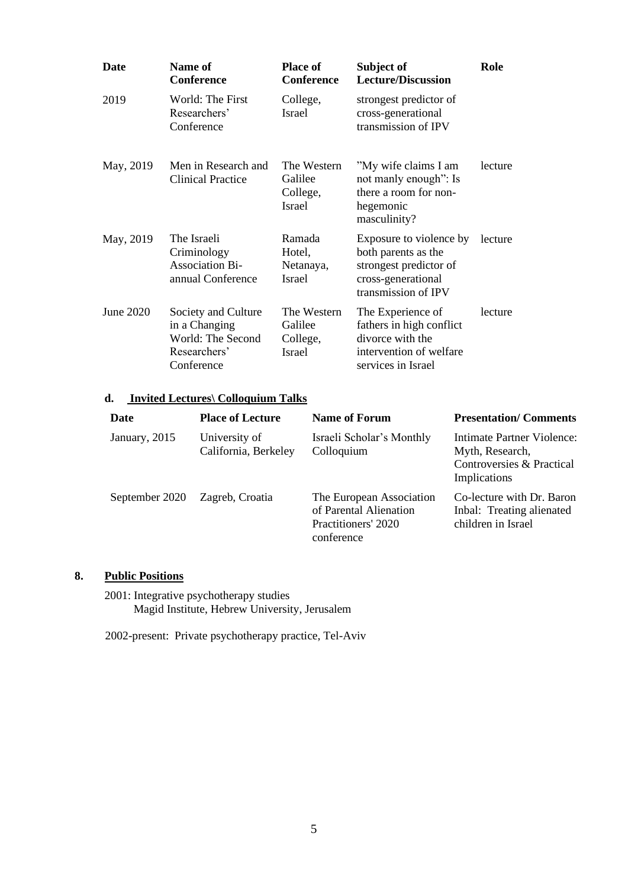| Date | Name of Conference | Place of Conference | Subject of Lecture/Discussion | Role |
|---|---|---|---|---|
| 2019 | World: The First Researchers' Conference | College, Israel | strongest predictor of cross-generational transmission of IPV | |
| May, 2019 | Men in Research and Clinical Practice | The Western Galilee College, Israel | "My wife claims I am not manly enough": Is there a room for non-hegemonic masculinity? | lecture |
| May, 2019 | The Israeli Criminology Association Bi-annual Conference | Ramada Hotel, Netanaya, Israel | Exposure to violence by both parents as the strongest predictor of cross-generational transmission of IPV | lecture |
| June 2020 | Society and Culture in a Changing World: The Second Researchers' Conference | The Western Galilee College, Israel | The Experience of fathers in high conflict divorce with the intervention of welfare services in Israel | lecture |

**d. Invited Lectures\ Colloquium Talks**

| Date | Place of Lecture | Name of Forum | Presentation/ Comments |
|---|---|---|---|
| January, 2015 | University of California, Berkeley | Israeli Scholar's Monthly Colloquium | Intimate Partner Violence: Myth, Research, Controversies & Practical Implications |
| September 2020 | Zagreb, Croatia | The European Association of Parental Alienation Practitioners' 2020 conference | Co-lecture with Dr. Baron Inbal: Treating alienated children in Israel |

## 8. Public Positions

2001: Integrative psychotherapy studies
Magid Institute, Hebrew University, Jerusalem

2002-present: Private psychotherapy practice, Tel-Aviv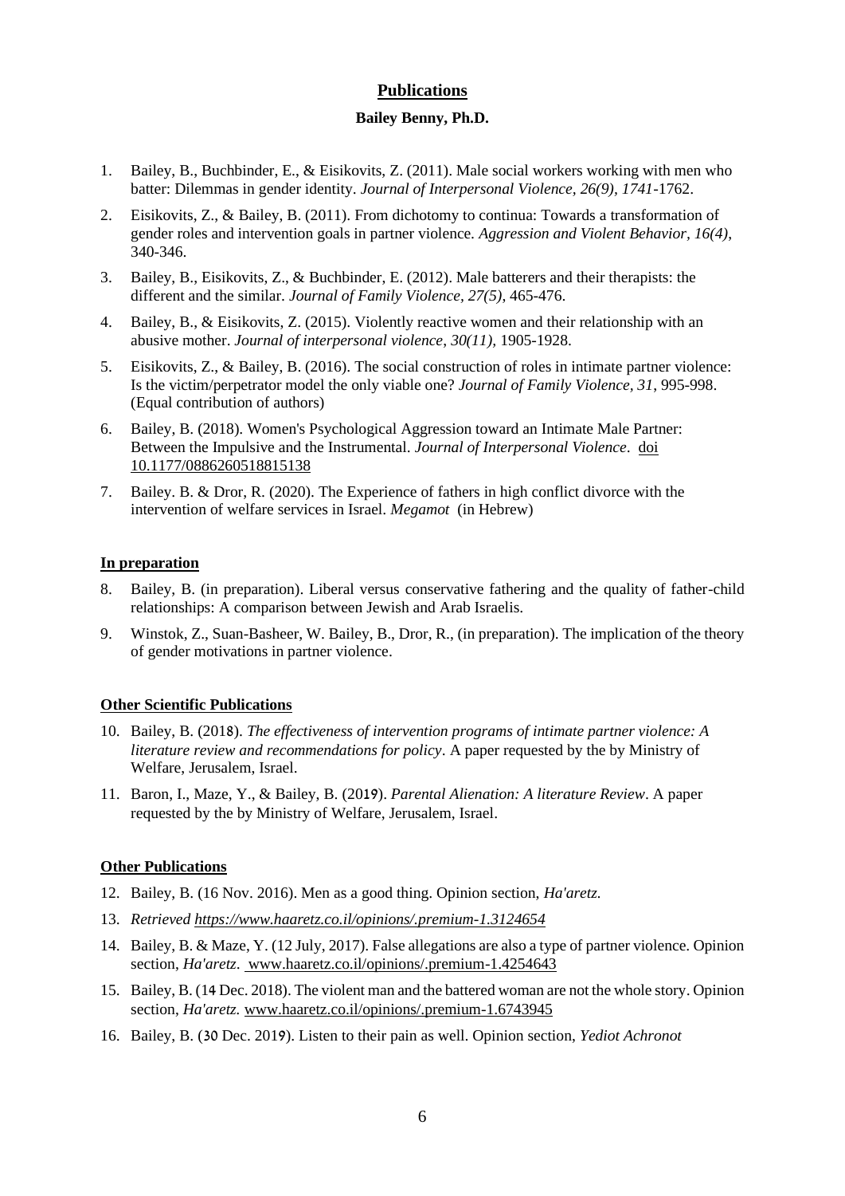## Publications

**Bailey Benny, Ph.D.**

1. Bailey, B., Buchbinder, E., & Eisikovits, Z. (2011). Male social workers working with men who batter: Dilemmas in gender identity. *Journal of Interpersonal Violence, 26(9), 1741*-1762.
2. Eisikovits, Z., & Bailey, B. (2011). From dichotomy to continua: Towards a transformation of gender roles and intervention goals in partner violence. *Aggression and Violent Behavior, 16(4)*, 340-346.
3. Bailey, B., Eisikovits, Z., & Buchbinder, E. (2012). Male batterers and their therapists: the different and the similar. *Journal of Family Violence, 27(5)*, 465-476.
4. Bailey, B., & Eisikovits, Z. (2015). Violently reactive women and their relationship with an abusive mother. *Journal of interpersonal violence*, *30(11)*, 1905-1928.
5. Eisikovits, Z., & Bailey, B. (2016). The social construction of roles in intimate partner violence: Is the victim/perpetrator model the only viable one? *Journal of Family Violence, 31*, 995-998. (Equal contribution of authors)
6. Bailey, B. (2018). Women's Psychological Aggression toward an Intimate Male Partner: Between the Impulsive and the Instrumental. *Journal of Interpersonal Violence*. doi 10.1177/0886260518815138
7. Bailey. B. & Dror, R. (2020). The Experience of fathers in high conflict divorce with the intervention of welfare services in Israel. *Megamot* (in Hebrew)

**In preparation**

8. Bailey, B. (in preparation). Liberal versus conservative fathering and the quality of father-child relationships: A comparison between Jewish and Arab Israelis.
9. Winstok, Z., Suan-Basheer, W. Bailey, B., Dror, R., (in preparation). The implication of the theory of gender motivations in partner violence.

**Other Scientific Publications**

10. Bailey, B. (2018). *The effectiveness of intervention programs of intimate partner violence: A literature review and recommendations for policy*. A paper requested by the by Ministry of Welfare, Jerusalem, Israel.
11. Baron, I., Maze, Y., & Bailey, B. (2019). *Parental Alienation: A literature Review*. A paper requested by the by Ministry of Welfare, Jerusalem, Israel.

**Other Publications**

12. Bailey, B. (16 Nov. 2016). Men as a good thing. Opinion section, *Ha'aretz.*
13. *Retrieved* https://www.haaretz.co.il/opinions/.premium-1.3124654
14. Bailey, B. & Maze, Y. (12 July, 2017). False allegations are also a type of partner violence. Opinion section, *Ha'aretz*. www.haaretz.co.il/opinions/.premium-1.4254643
15. Bailey, B. (14 Dec. 2018). The violent man and the battered woman are not the whole story. Opinion section, *Ha'aretz.* www.haaretz.co.il/opinions/.premium-1.6743945
16. Bailey, B. (30 Dec. 2019). Listen to their pain as well. Opinion section, *Yediot Achronot*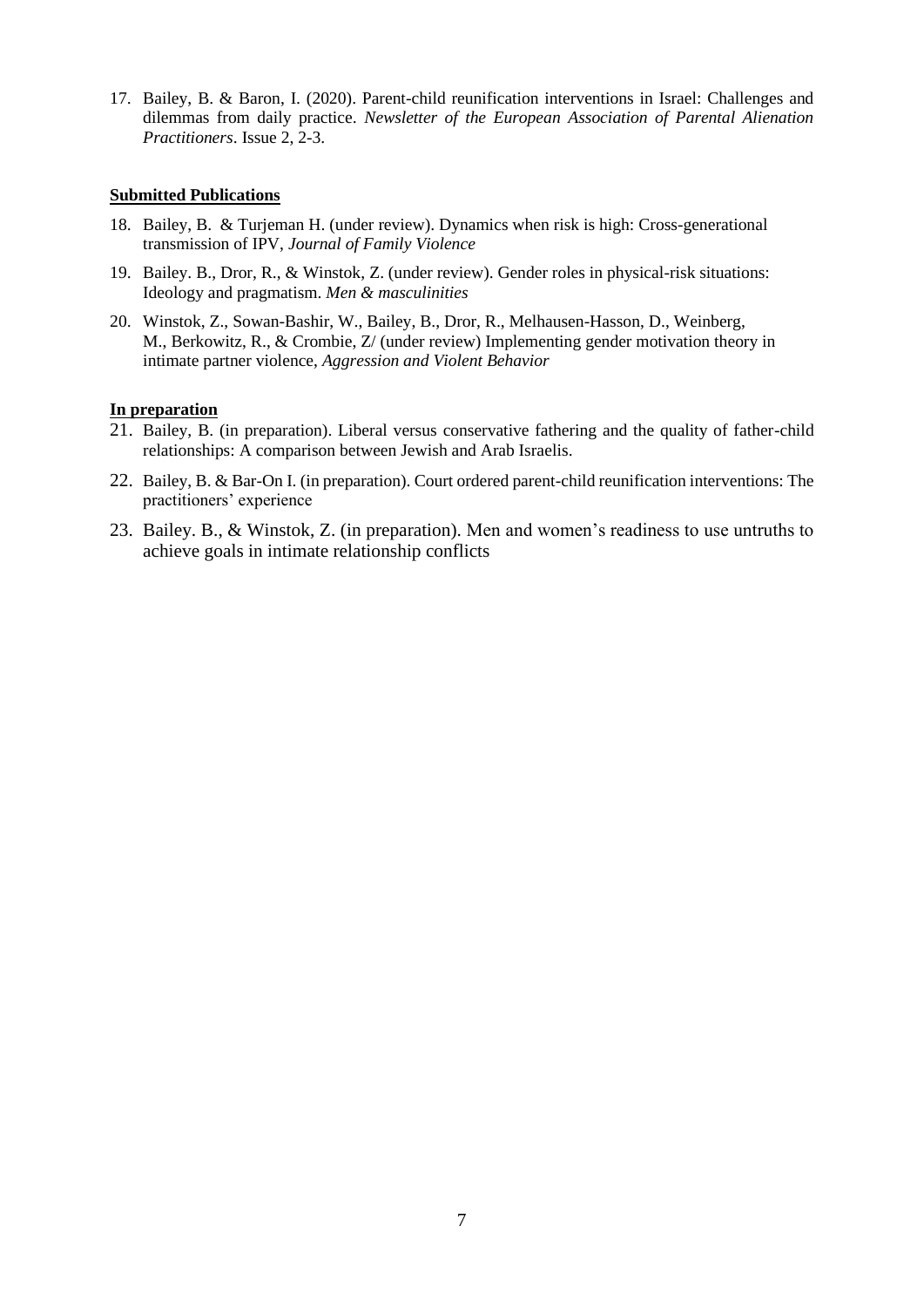17. Bailey, B. & Baron, I. (2020). Parent-child reunification interventions in Israel: Challenges and dilemmas from daily practice. *Newsletter of the European Association of Parental Alienation Practitioners*. Issue 2, 2-3.

**Submitted Publications**

18. Bailey, B. & Turjeman H. (under review). Dynamics when risk is high: Cross-generational transmission of IPV, *Journal of Family Violence*
19. Bailey. B., Dror, R., & Winstok, Z. (under review). Gender roles in physical-risk situations: Ideology and pragmatism. *Men & masculinities*
20. Winstok, Z., Sowan-Bashir, W., Bailey, B., Dror, R., Melhausen-Hasson, D., Weinberg, M., Berkowitz, R., & Crombie, Z/ (under review) Implementing gender motivation theory in intimate partner violence, *Aggression and Violent Behavior*

**In preparation**

21. Bailey, B. (in preparation). Liberal versus conservative fathering and the quality of father-child relationships: A comparison between Jewish and Arab Israelis.
22. Bailey, B. & Bar-On I. (in preparation). Court ordered parent-child reunification interventions: The practitioners' experience
23. Bailey. B., & Winstok, Z. (in preparation). Men and women's readiness to use untruths to achieve goals in intimate relationship conflicts